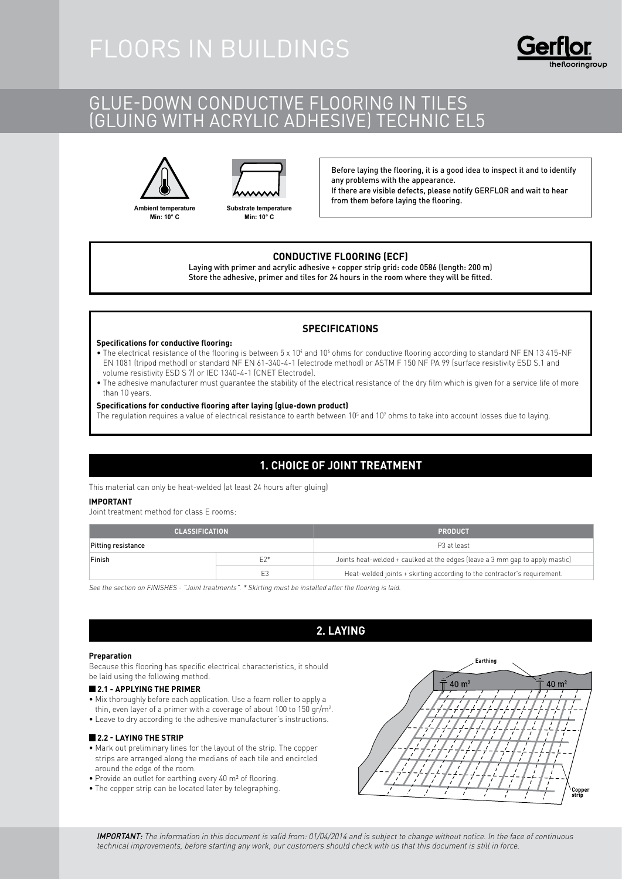# FLOORS IN BUILDINGS

## GLUE-DOWN CONDUCTIVE FLOORING IN TILES (GLUING WITH ACRYLIC ADHESIVE) TECHNIC EL5

Ambient temperature Min: 10° C

Substrate temperature Min: 10° C

Before laying the flooring, it is a good idea to inspect it and to identify any problems with the appearance.
If there are visible defects, please notify GERFLOR and wait to hear from them before laying the flooring.

**CONDUCTIVE FLOORING (ECF)**

Laying with primer and acrylic adhesive + copper strip grid: code 0586 (length: 200 m)
Store the adhesive, primer and tiles for 24 hours in the room where they will be fitted.

**SPECIFICATIONS**

**Specifications for conductive flooring:**

- The electrical resistance of the flooring is between $5 \times 10^4$ and $10^6$ ohms for conductive flooring according to standard NF EN 13 415-NF EN 1081 (tripod method) or standard NF EN 61-340-4-1 (electrode method) or ASTM F 150 NF PA 99 (surface resistivity ESD S.1 and volume resistivity ESD S 7) or IEC 1340-4-1 (CNET Electrode).
- The adhesive manufacturer must guarantee the stability of the electrical resistance of the dry film which is given for a service life of more than 10 years.

**Specifications for conductive flooring after laying (glue-down product)**

The regulation requires a value of electrical resistance to earth between $10^5$ and $10^7$ ohms to take into account losses due to laying.

## 1. CHOICE OF JOINT TREATMENT

This material can only be heat-welded (at least 24 hours after gluing)

**IMPORTANT**

Joint treatment method for class E rooms:

| CLASSIFICATION | | PRODUCT |
|---|---|---|
| Pitting resistance | | P3 at least |
| Finish | E2* | Joints heat-welded + caulked at the edges (leave a 3 mm gap to apply mastic) |
| | E3 | Heat-welded joints + skirting according to the contractor's requirement. |

*See the section on FINISHES - "Joint treatments". * Skirting must be installed after the flooring is laid.*

## 2. LAYING

**Preparation**

Because this flooring has specific electrical characteristics, it should be laid using the following method.

### 2.1 - APPLYING THE PRIMER

- Mix thoroughly before each application. Use a foam roller to apply a thin, even layer of a primer with a coverage of about 100 to 150 gr/m².
- Leave to dry according to the adhesive manufacturer's instructions.

### 2.2 - LAYING THE STRIP

- Mark out preliminary lines for the layout of the strip. The copper strips are arranged along the medians of each tile and encircled around the edge of the room.
- Provide an outlet for earthing every 40 m² of flooring.
- The copper strip can be located later by telegraphing.

Earthing — 40 m² — 40 m² — Copper strip

*IMPORTANT: The information in this document is valid from: 01/04/2014 and is subject to change without notice. In the face of continuous technical improvements, before starting any work, our customers should check with us that this document is still in force.*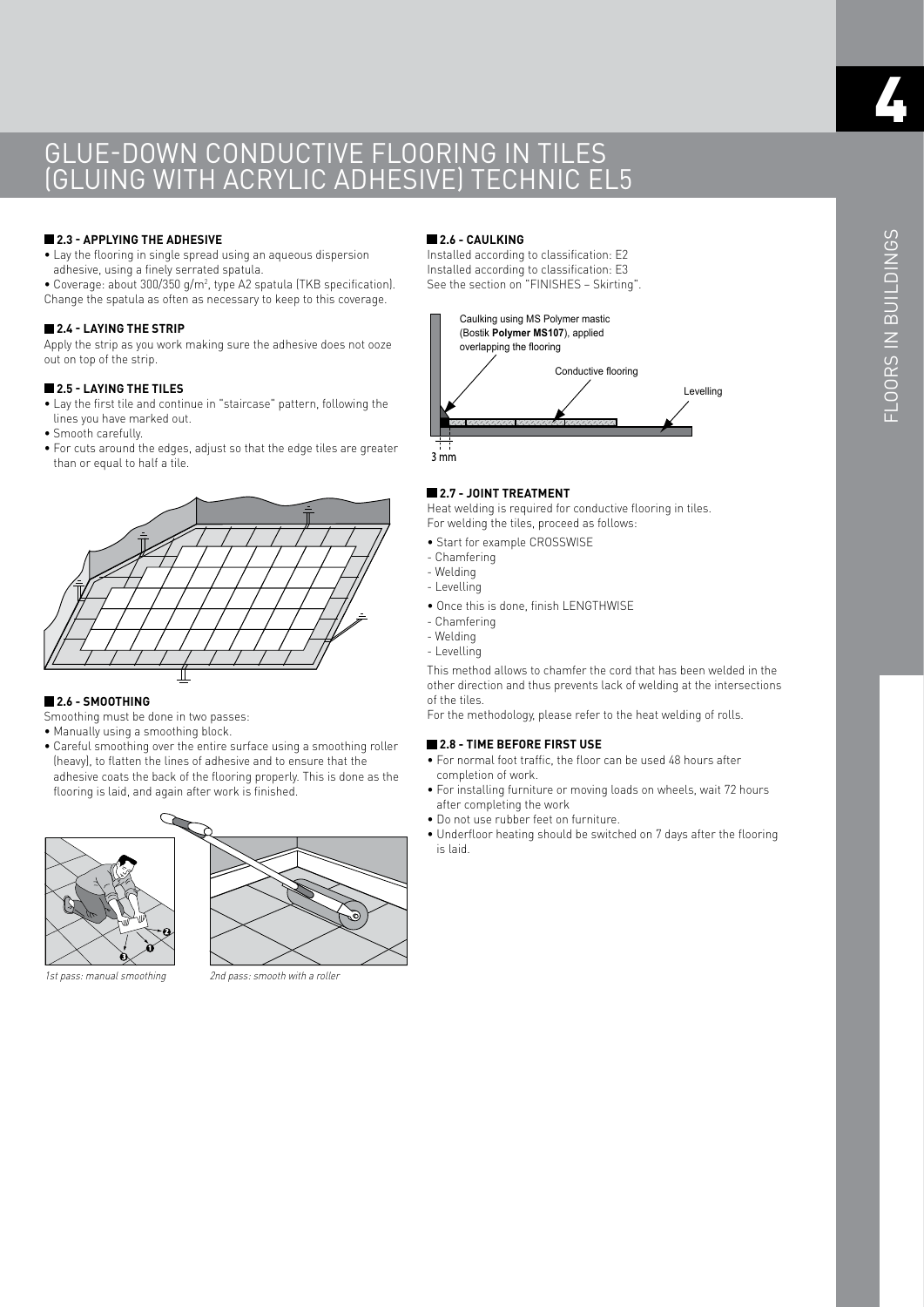# GLUE-DOWN CONDUCTIVE FLOORING IN TILES (GLUING WITH ACRYLIC ADHESIVE) TECHNIC EL5

## 2.3 - APPLYING THE ADHESIVE

- Lay the flooring in single spread using an aqueous dispersion adhesive, using a finely serrated spatula.
- Coverage: about 300/350 g/m², type A2 spatula (TKB specification).

Change the spatula as often as necessary to keep to this coverage.

## 2.4 - LAYING THE STRIP

Apply the strip as you work making sure the adhesive does not ooze out on top of the strip.

## 2.5 - LAYING THE TILES

- Lay the first tile and continue in "staircase" pattern, following the lines you have marked out.
- Smooth carefully.
- For cuts around the edges, adjust so that the edge tiles are greater than or equal to half a tile.

## 2.6 - SMOOTHING

Smoothing must be done in two passes:

- Manually using a smoothing block.
- Careful smoothing over the entire surface using a smoothing roller (heavy), to flatten the lines of adhesive and to ensure that the adhesive coats the back of the flooring properly. This is done as the flooring is laid, and again after work is finished.

*1st pass: manual smoothing*

*2nd pass: smooth with a roller*

## 2.6 - CAULKING

Installed according to classification: E2
Installed according to classification: E3
See the section on "FINISHES – Skirting".

Caulking using MS Polymer mastic (Bostik **Polymer MS107**), applied overlapping the flooring

Conductive flooring

Levelling

3 mm

## 2.7 - JOINT TREATMENT

Heat welding is required for conductive flooring in tiles.
For welding the tiles, proceed as follows:

- Start for example CROSSWISE
  - Chamfering
  - Welding
  - Levelling
- Once this is done, finish LENGTHWISE
  - Chamfering
  - Welding
  - Levelling

This method allows to chamfer the cord that has been welded in the other direction and thus prevents lack of welding at the intersections of the tiles.
For the methodology, please refer to the heat welding of rolls.

## 2.8 - TIME BEFORE FIRST USE

- For normal foot traffic, the floor can be used 48 hours after completion of work.
- For installing furniture or moving loads on wheels, wait 72 hours after completing the work
- Do not use rubber feet on furniture.
- Underfloor heating should be switched on 7 days after the flooring is laid.